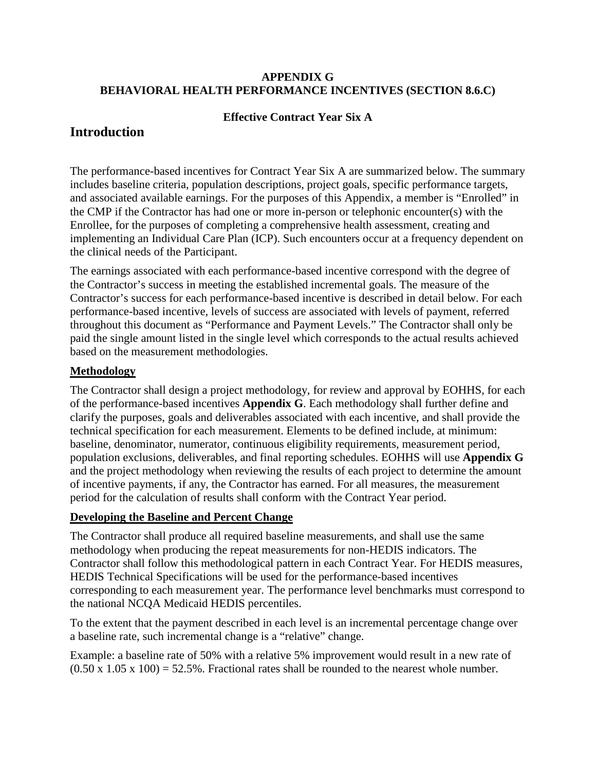**APPENDIX G**
**BEHAVIORAL HEALTH PERFORMANCE INCENTIVES (SECTION 8.6.C)**

**Effective Contract Year Six A**

# Introduction

The performance-based incentives for Contract Year Six A are summarized below. The summary includes baseline criteria, population descriptions, project goals, specific performance targets, and associated available earnings. For the purposes of this Appendix, a member is "Enrolled" in the CMP if the Contractor has had one or more in-person or telephonic encounter(s) with the Enrollee, for the purposes of completing a comprehensive health assessment, creating and implementing an Individual Care Plan (ICP). Such encounters occur at a frequency dependent on the clinical needs of the Participant.

The earnings associated with each performance-based incentive correspond with the degree of the Contractor's success in meeting the established incremental goals. The measure of the Contractor's success for each performance-based incentive is described in detail below. For each performance-based incentive, levels of success are associated with levels of payment, referred throughout this document as "Performance and Payment Levels." The Contractor shall only be paid the single amount listed in the single level which corresponds to the actual results achieved based on the measurement methodologies.

## Methodology

The Contractor shall design a project methodology, for review and approval by EOHHS, for each of the performance-based incentives **Appendix G**. Each methodology shall further define and clarify the purposes, goals and deliverables associated with each incentive, and shall provide the technical specification for each measurement. Elements to be defined include, at minimum: baseline, denominator, numerator, continuous eligibility requirements, measurement period, population exclusions, deliverables, and final reporting schedules. EOHHS will use **Appendix G** and the project methodology when reviewing the results of each project to determine the amount of incentive payments, if any, the Contractor has earned. For all measures, the measurement period for the calculation of results shall conform with the Contract Year period.

## Developing the Baseline and Percent Change

The Contractor shall produce all required baseline measurements, and shall use the same methodology when producing the repeat measurements for non-HEDIS indicators. The Contractor shall follow this methodological pattern in each Contract Year. For HEDIS measures, HEDIS Technical Specifications will be used for the performance-based incentives corresponding to each measurement year. The performance level benchmarks must correspond to the national NCQA Medicaid HEDIS percentiles.

To the extent that the payment described in each level is an incremental percentage change over a baseline rate, such incremental change is a "relative" change.

Example: a baseline rate of 50% with a relative 5% improvement would result in a new rate of $(0.50 \times 1.05 \times 100) = 52.5\%$. Fractional rates shall be rounded to the nearest whole number.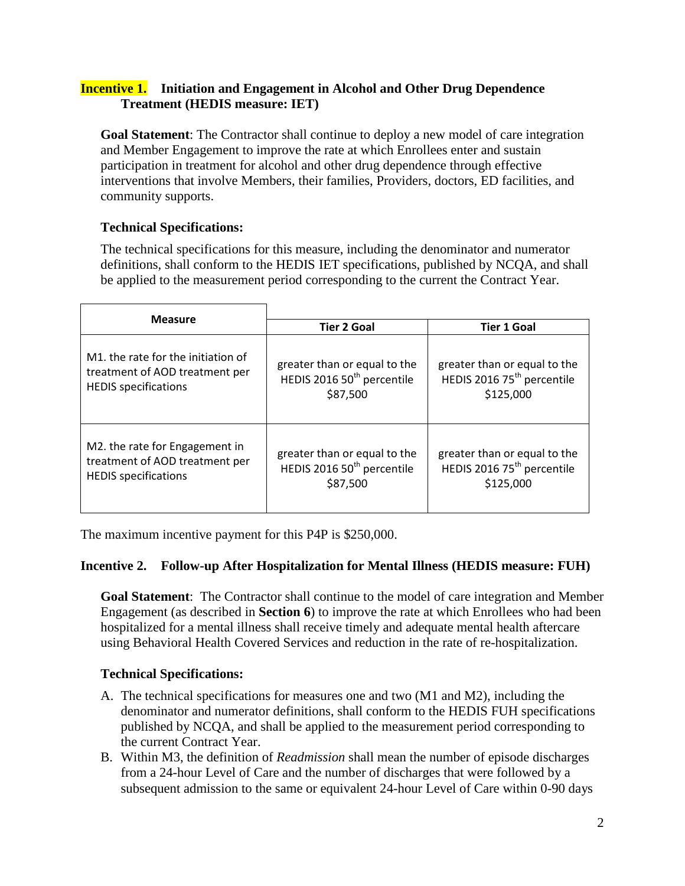### Incentive 1. Initiation and Engagement in Alcohol and Other Drug Dependence Treatment (HEDIS measure: IET)

**Goal Statement**: The Contractor shall continue to deploy a new model of care integration and Member Engagement to improve the rate at which Enrollees enter and sustain participation in treatment for alcohol and other drug dependence through effective interventions that involve Members, their families, Providers, doctors, ED facilities, and community supports.

**Technical Specifications:**

The technical specifications for this measure, including the denominator and numerator definitions, shall conform to the HEDIS IET specifications, published by NCQA, and shall be applied to the measurement period corresponding to the current the Contract Year.

| Measure | Tier 2 Goal | Tier 1 Goal |
|---|---|---|
| M1. the rate for the initiation of treatment of AOD treatment per HEDIS specifications | greater than or equal to the HEDIS 2016 50th percentile $87,500 | greater than or equal to the HEDIS 2016 75th percentile $125,000 |
| M2. the rate for Engagement in treatment of AOD treatment per HEDIS specifications | greater than or equal to the HEDIS 2016 50th percentile $87,500 | greater than or equal to the HEDIS 2016 75th percentile $125,000 |

The maximum incentive payment for this P4P is $250,000.

### Incentive 2. Follow-up After Hospitalization for Mental Illness (HEDIS measure: FUH)

**Goal Statement**: The Contractor shall continue to the model of care integration and Member Engagement (as described in **Section 6**) to improve the rate at which Enrollees who had been hospitalized for a mental illness shall receive timely and adequate mental health aftercare using Behavioral Health Covered Services and reduction in the rate of re-hospitalization.

**Technical Specifications:**

A. The technical specifications for measures one and two (M1 and M2), including the denominator and numerator definitions, shall conform to the HEDIS FUH specifications published by NCQA, and shall be applied to the measurement period corresponding to the current Contract Year.
B. Within M3, the definition of *Readmission* shall mean the number of episode discharges from a 24-hour Level of Care and the number of discharges that were followed by a subsequent admission to the same or equivalent 24-hour Level of Care within 0-90 days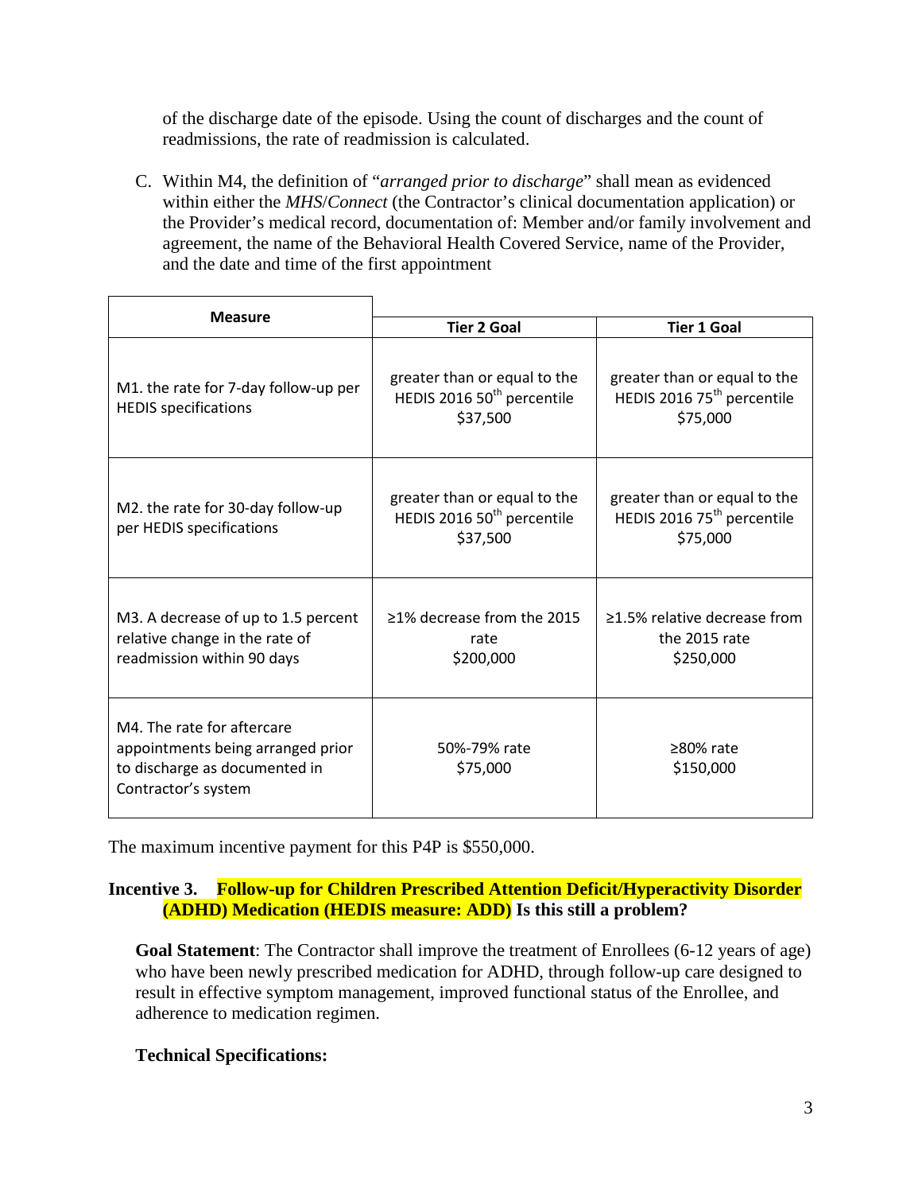of the discharge date of the episode. Using the count of discharges and the count of readmissions, the rate of readmission is calculated.

C. Within M4, the definition of "*arranged prior to discharge*" shall mean as evidenced within either the *MHS/Connect* (the Contractor's clinical documentation application) or the Provider's medical record, documentation of: Member and/or family involvement and agreement, the name of the Behavioral Health Covered Service, name of the Provider, and the date and time of the first appointment

| Measure | Tier 2 Goal | Tier 1 Goal |
|---|---|---|
| M1. the rate for 7-day follow-up per HEDIS specifications | greater than or equal to the HEDIS 2016 50th percentile $37,500 | greater than or equal to the HEDIS 2016 75th percentile $75,000 |
| M2. the rate for 30-day follow-up per HEDIS specifications | greater than or equal to the HEDIS 2016 50th percentile $37,500 | greater than or equal to the HEDIS 2016 75th percentile $75,000 |
| M3. A decrease of up to 1.5 percent relative change in the rate of readmission within 90 days | ≥1% decrease from the 2015 rate $200,000 | ≥1.5% relative decrease from the 2015 rate $250,000 |
| M4. The rate for aftercare appointments being arranged prior to discharge as documented in Contractor's system | 50%-79% rate $75,000 | ≥80% rate $150,000 |

The maximum incentive payment for this P4P is $550,000.

### Incentive 3. Follow-up for Children Prescribed Attention Deficit/Hyperactivity Disorder (ADHD) Medication (HEDIS measure: ADD) Is this still a problem?

**Goal Statement**: The Contractor shall improve the treatment of Enrollees (6-12 years of age) who have been newly prescribed medication for ADHD, through follow-up care designed to result in effective symptom management, improved functional status of the Enrollee, and adherence to medication regimen.

**Technical Specifications:**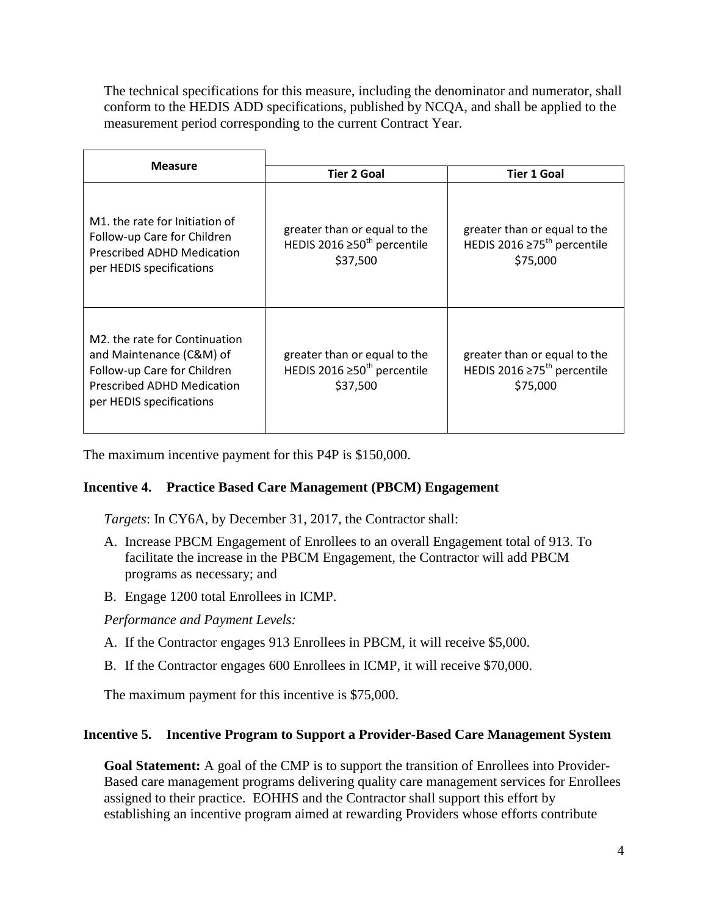The technical specifications for this measure, including the denominator and numerator, shall conform to the HEDIS ADD specifications, published by NCQA, and shall be applied to the measurement period corresponding to the current Contract Year.

| Measure | Tier 2 Goal | Tier 1 Goal |
|---|---|---|
| M1. the rate for Initiation of Follow-up Care for Children Prescribed ADHD Medication per HEDIS specifications | greater than or equal to the HEDIS 2016 ≥50th percentile $37,500 | greater than or equal to the HEDIS 2016 ≥75th percentile $75,000 |
| M2. the rate for Continuation and Maintenance (C&M) of Follow-up Care for Children Prescribed ADHD Medication per HEDIS specifications | greater than or equal to the HEDIS 2016 ≥50th percentile $37,500 | greater than or equal to the HEDIS 2016 ≥75th percentile $75,000 |

The maximum incentive payment for this P4P is $150,000.

### Incentive 4. Practice Based Care Management (PBCM) Engagement

*Targets*: In CY6A, by December 31, 2017, the Contractor shall:

A. Increase PBCM Engagement of Enrollees to an overall Engagement total of 913. To facilitate the increase in the PBCM Engagement, the Contractor will add PBCM programs as necessary; and

B. Engage 1200 total Enrollees in ICMP.

*Performance and Payment Levels:*

A. If the Contractor engages 913 Enrollees in PBCM, it will receive $5,000.

B. If the Contractor engages 600 Enrollees in ICMP, it will receive $70,000.

The maximum payment for this incentive is $75,000.

### Incentive 5. Incentive Program to Support a Provider-Based Care Management System

**Goal Statement:** A goal of the CMP is to support the transition of Enrollees into Provider-Based care management programs delivering quality care management services for Enrollees assigned to their practice. EOHHS and the Contractor shall support this effort by establishing an incentive program aimed at rewarding Providers whose efforts contribute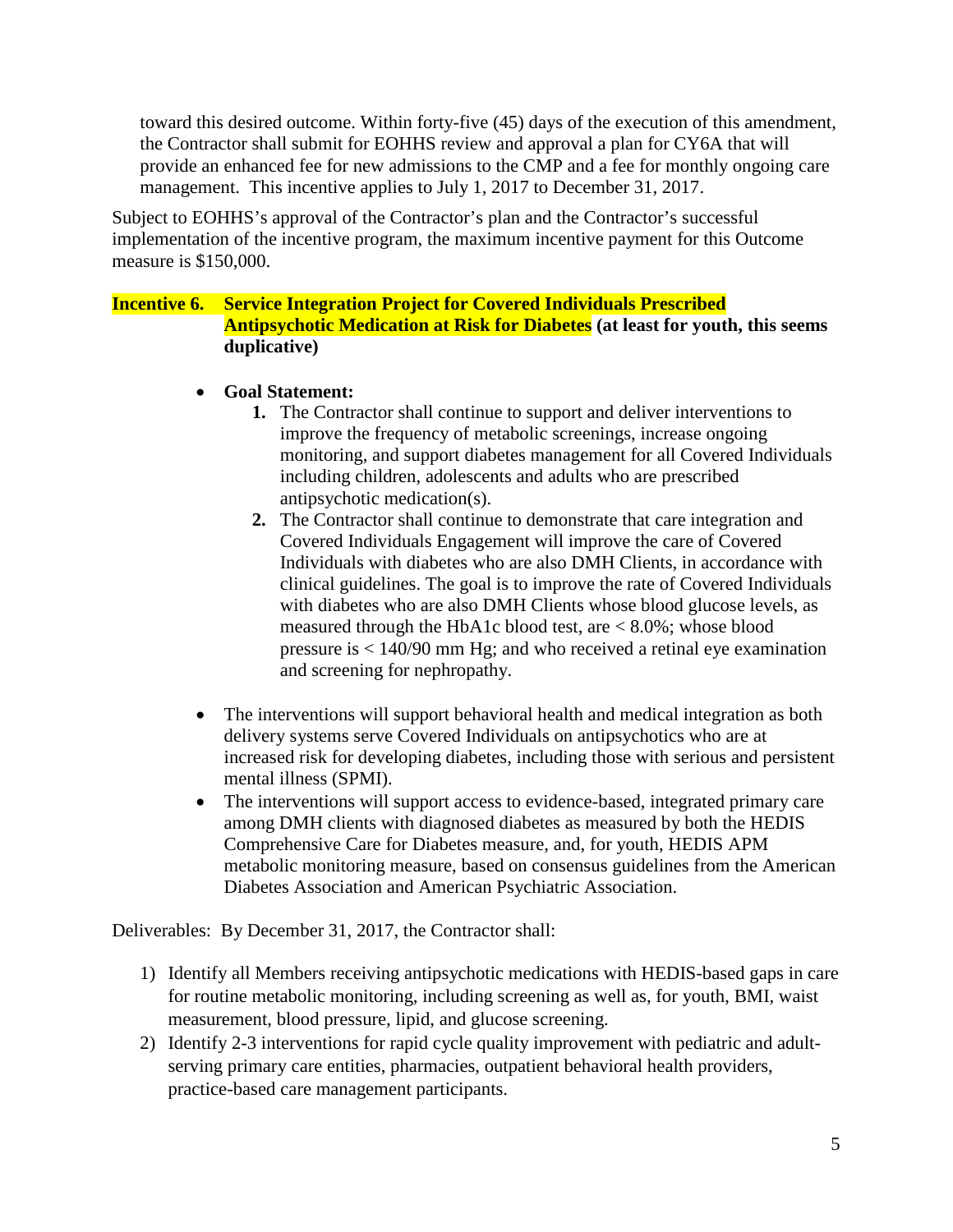toward this desired outcome. Within forty-five (45) days of the execution of this amendment, the Contractor shall submit for EOHHS review and approval a plan for CY6A that will provide an enhanced fee for new admissions to the CMP and a fee for monthly ongoing care management. This incentive applies to July 1, 2017 to December 31, 2017.

Subject to EOHHS's approval of the Contractor's plan and the Contractor's successful implementation of the incentive program, the maximum incentive payment for this Outcome measure is $150,000.

**Incentive 6. Service Integration Project for Covered Individuals Prescribed Antipsychotic Medication at Risk for Diabetes (at least for youth, this seems duplicative)**

- **Goal Statement:**
    1. The Contractor shall continue to support and deliver interventions to improve the frequency of metabolic screenings, increase ongoing monitoring, and support diabetes management for all Covered Individuals including children, adolescents and adults who are prescribed antipsychotic medication(s).
    2. The Contractor shall continue to demonstrate that care integration and Covered Individuals Engagement will improve the care of Covered Individuals with diabetes who are also DMH Clients, in accordance with clinical guidelines. The goal is to improve the rate of Covered Individuals with diabetes who are also DMH Clients whose blood glucose levels, as measured through the HbA1c blood test, are < 8.0%; whose blood pressure is < 140/90 mm Hg; and who received a retinal eye examination and screening for nephropathy.

- The interventions will support behavioral health and medical integration as both delivery systems serve Covered Individuals on antipsychotics who are at increased risk for developing diabetes, including those with serious and persistent mental illness (SPMI).
- The interventions will support access to evidence-based, integrated primary care among DMH clients with diagnosed diabetes as measured by both the HEDIS Comprehensive Care for Diabetes measure, and, for youth, HEDIS APM metabolic monitoring measure, based on consensus guidelines from the American Diabetes Association and American Psychiatric Association.

Deliverables: By December 31, 2017, the Contractor shall:

1) Identify all Members receiving antipsychotic medications with HEDIS-based gaps in care for routine metabolic monitoring, including screening as well as, for youth, BMI, waist measurement, blood pressure, lipid, and glucose screening.
2) Identify 2-3 interventions for rapid cycle quality improvement with pediatric and adult-serving primary care entities, pharmacies, outpatient behavioral health providers, practice-based care management participants.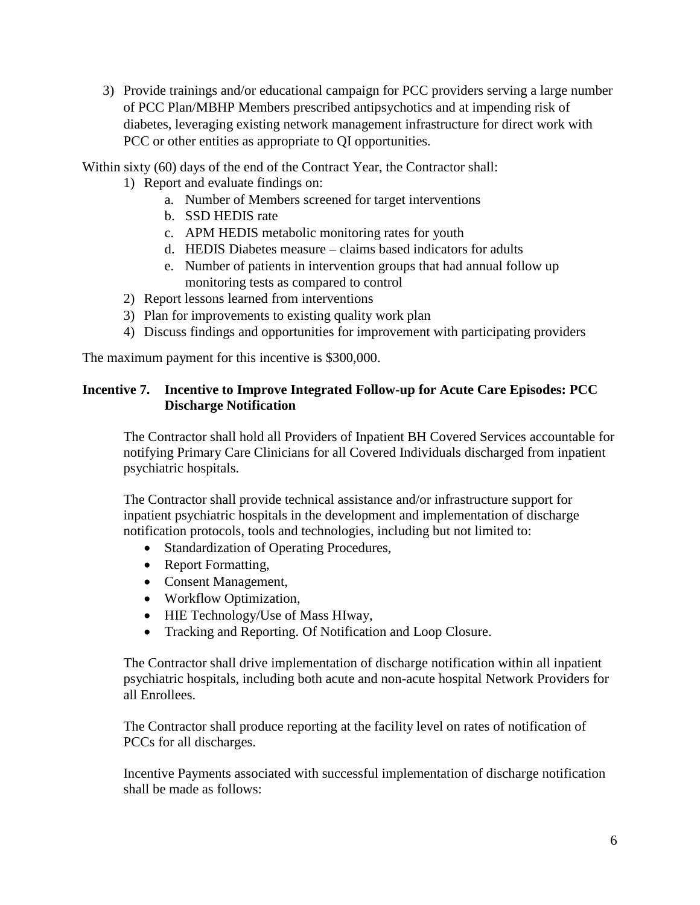3) Provide trainings and/or educational campaign for PCC providers serving a large number of PCC Plan/MBHP Members prescribed antipsychotics and at impending risk of diabetes, leveraging existing network management infrastructure for direct work with PCC or other entities as appropriate to QI opportunities.

Within sixty (60) days of the end of the Contract Year, the Contractor shall:

1) Report and evaluate findings on:
   a. Number of Members screened for target interventions
   b. SSD HEDIS rate
   c. APM HEDIS metabolic monitoring rates for youth
   d. HEDIS Diabetes measure – claims based indicators for adults
   e. Number of patients in intervention groups that had annual follow up monitoring tests as compared to control
2) Report lessons learned from interventions
3) Plan for improvements to existing quality work plan
4) Discuss findings and opportunities for improvement with participating providers

The maximum payment for this incentive is $300,000.

**Incentive 7. Incentive to Improve Integrated Follow-up for Acute Care Episodes: PCC Discharge Notification**

The Contractor shall hold all Providers of Inpatient BH Covered Services accountable for notifying Primary Care Clinicians for all Covered Individuals discharged from inpatient psychiatric hospitals.

The Contractor shall provide technical assistance and/or infrastructure support for inpatient psychiatric hospitals in the development and implementation of discharge notification protocols, tools and technologies, including but not limited to:

- Standardization of Operating Procedures,
- Report Formatting,
- Consent Management,
- Workflow Optimization,
- HIE Technology/Use of Mass HIway,
- Tracking and Reporting. Of Notification and Loop Closure.

The Contractor shall drive implementation of discharge notification within all inpatient psychiatric hospitals, including both acute and non-acute hospital Network Providers for all Enrollees.

The Contractor shall produce reporting at the facility level on rates of notification of PCCs for all discharges.

Incentive Payments associated with successful implementation of discharge notification shall be made as follows: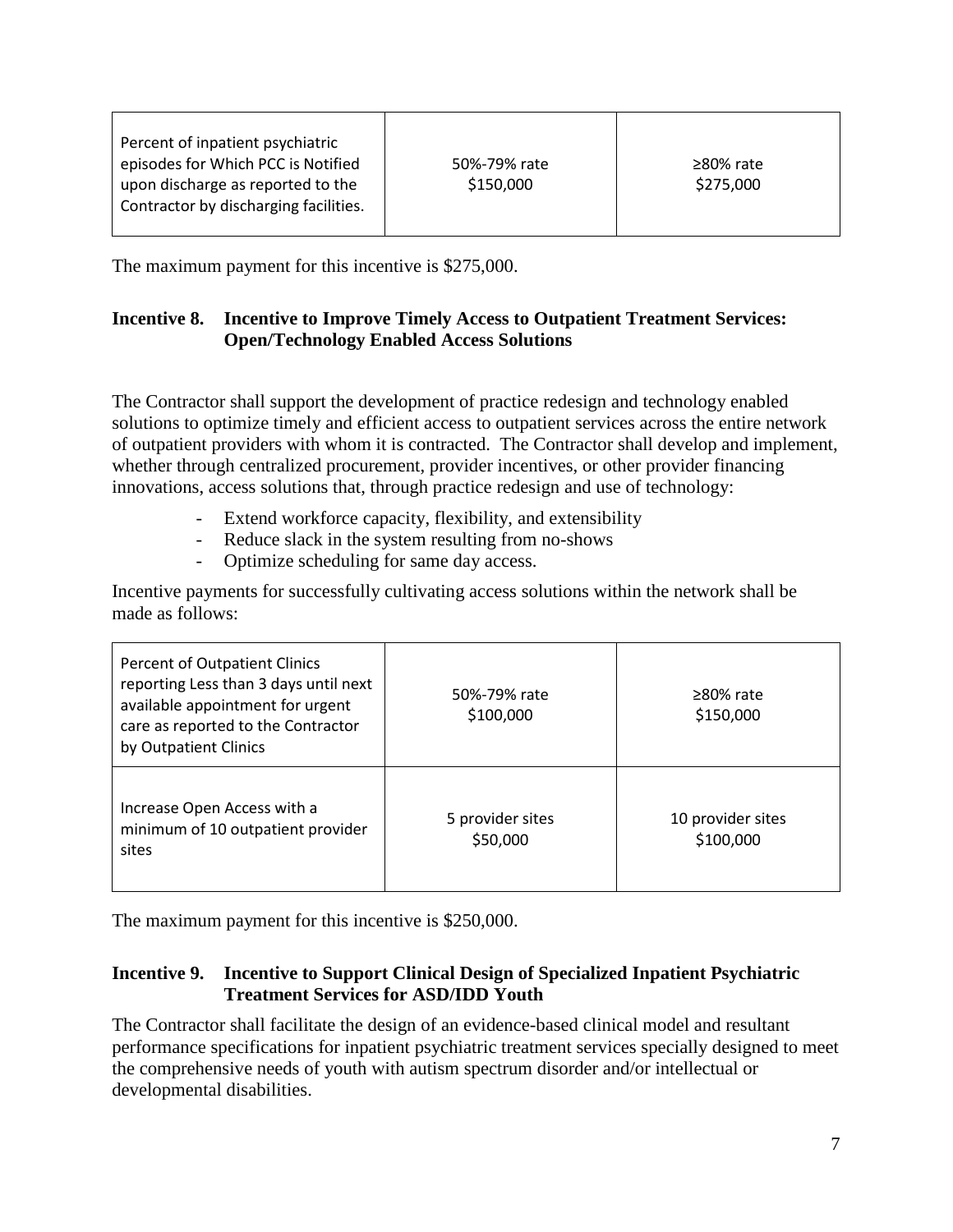| Percent of inpatient psychiatric episodes for Which PCC is Notified upon discharge as reported to the Contractor by discharging facilities. | 50%-79% rate<br>$150,000 | ≥80% rate<br>$275,000 |
|---|---|---|

The maximum payment for this incentive is $275,000.

### Incentive 8. Incentive to Improve Timely Access to Outpatient Treatment Services: Open/Technology Enabled Access Solutions

The Contractor shall support the development of practice redesign and technology enabled solutions to optimize timely and efficient access to outpatient services across the entire network of outpatient providers with whom it is contracted. The Contractor shall develop and implement, whether through centralized procurement, provider incentives, or other provider financing innovations, access solutions that, through practice redesign and use of technology:

- Extend workforce capacity, flexibility, and extensibility
- Reduce slack in the system resulting from no-shows
- Optimize scheduling for same day access.

Incentive payments for successfully cultivating access solutions within the network shall be made as follows:

| Percent of Outpatient Clinics reporting Less than 3 days until next available appointment for urgent care as reported to the Contractor by Outpatient Clinics | 50%-79% rate<br>$100,000 | ≥80% rate<br>$150,000 |
|---|---|---|
| Increase Open Access with a minimum of 10 outpatient provider sites | 5 provider sites<br>$50,000 | 10 provider sites<br>$100,000 |

The maximum payment for this incentive is $250,000.

### Incentive 9. Incentive to Support Clinical Design of Specialized Inpatient Psychiatric Treatment Services for ASD/IDD Youth

The Contractor shall facilitate the design of an evidence-based clinical model and resultant performance specifications for inpatient psychiatric treatment services specially designed to meet the comprehensive needs of youth with autism spectrum disorder and/or intellectual or developmental disabilities.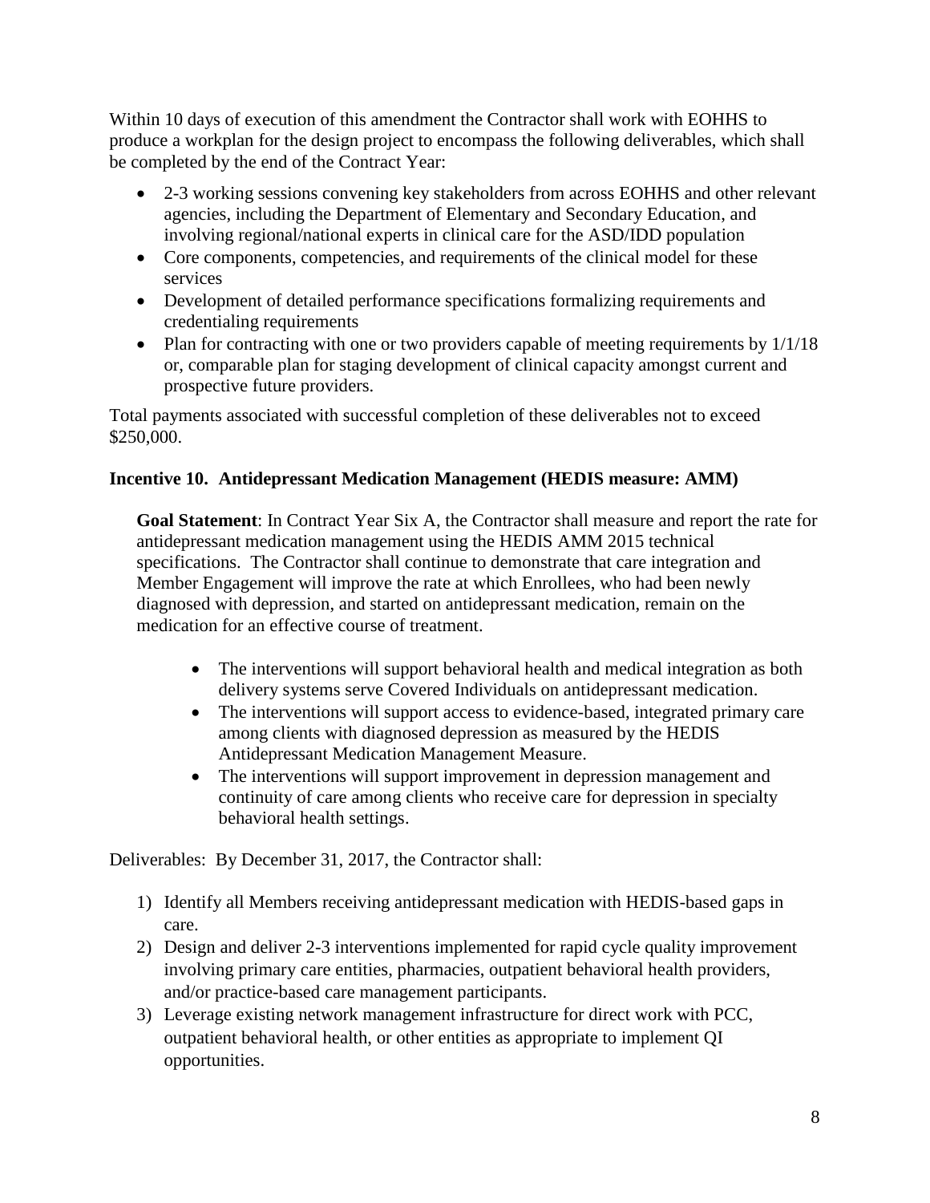Within 10 days of execution of this amendment the Contractor shall work with EOHHS to produce a workplan for the design project to encompass the following deliverables, which shall be completed by the end of the Contract Year:

- 2-3 working sessions convening key stakeholders from across EOHHS and other relevant agencies, including the Department of Elementary and Secondary Education, and involving regional/national experts in clinical care for the ASD/IDD population
- Core components, competencies, and requirements of the clinical model for these services
- Development of detailed performance specifications formalizing requirements and credentialing requirements
- Plan for contracting with one or two providers capable of meeting requirements by 1/1/18 or, comparable plan for staging development of clinical capacity amongst current and prospective future providers.

Total payments associated with successful completion of these deliverables not to exceed $250,000.

### Incentive 10. Antidepressant Medication Management (HEDIS measure: AMM)

**Goal Statement**: In Contract Year Six A, the Contractor shall measure and report the rate for antidepressant medication management using the HEDIS AMM 2015 technical specifications. The Contractor shall continue to demonstrate that care integration and Member Engagement will improve the rate at which Enrollees, who had been newly diagnosed with depression, and started on antidepressant medication, remain on the medication for an effective course of treatment.

- The interventions will support behavioral health and medical integration as both delivery systems serve Covered Individuals on antidepressant medication.
- The interventions will support access to evidence-based, integrated primary care among clients with diagnosed depression as measured by the HEDIS Antidepressant Medication Management Measure.
- The interventions will support improvement in depression management and continuity of care among clients who receive care for depression in specialty behavioral health settings.

Deliverables: By December 31, 2017, the Contractor shall:

1) Identify all Members receiving antidepressant medication with HEDIS-based gaps in care.
2) Design and deliver 2-3 interventions implemented for rapid cycle quality improvement involving primary care entities, pharmacies, outpatient behavioral health providers, and/or practice-based care management participants.
3) Leverage existing network management infrastructure for direct work with PCC, outpatient behavioral health, or other entities as appropriate to implement QI opportunities.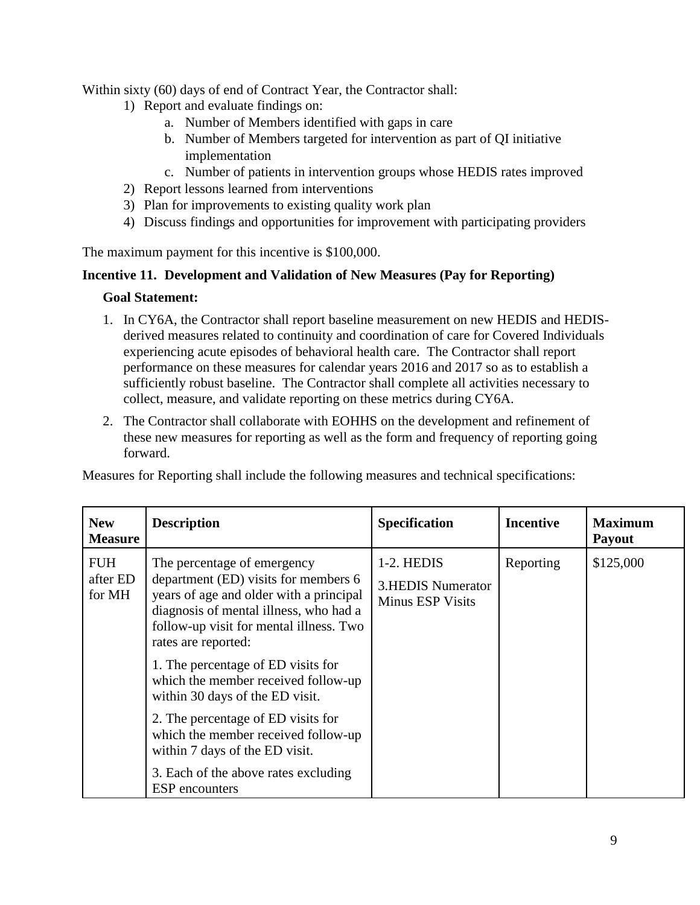Within sixty (60) days of end of Contract Year, the Contractor shall:

1) Report and evaluate findings on:
    a. Number of Members identified with gaps in care
    b. Number of Members targeted for intervention as part of QI initiative implementation
    c. Number of patients in intervention groups whose HEDIS rates improved
2) Report lessons learned from interventions
3) Plan for improvements to existing quality work plan
4) Discuss findings and opportunities for improvement with participating providers

The maximum payment for this incentive is $100,000.

**Incentive 11. Development and Validation of New Measures (Pay for Reporting)**

**Goal Statement:**

1. In CY6A, the Contractor shall report baseline measurement on new HEDIS and HEDIS-derived measures related to continuity and coordination of care for Covered Individuals experiencing acute episodes of behavioral health care. The Contractor shall report performance on these measures for calendar years 2016 and 2017 so as to establish a sufficiently robust baseline. The Contractor shall complete all activities necessary to collect, measure, and validate reporting on these metrics during CY6A.
2. The Contractor shall collaborate with EOHHS on the development and refinement of these new measures for reporting as well as the form and frequency of reporting going forward.

Measures for Reporting shall include the following measures and technical specifications:

| New Measure | Description | Specification | Incentive | Maximum Payout |
|---|---|---|---|---|
| FUH after ED for MH | The percentage of emergency department (ED) visits for members 6 years of age and older with a principal diagnosis of mental illness, who had a follow-up visit for mental illness. Two rates are reported:<br><br>1. The percentage of ED visits for which the member received follow-up within 30 days of the ED visit.<br><br>2. The percentage of ED visits for which the member received follow-up within 7 days of the ED visit.<br><br>3. Each of the above rates excluding ESP encounters | 1-2. HEDIS<br><br>3.HEDIS Numerator Minus ESP Visits | Reporting | $125,000 |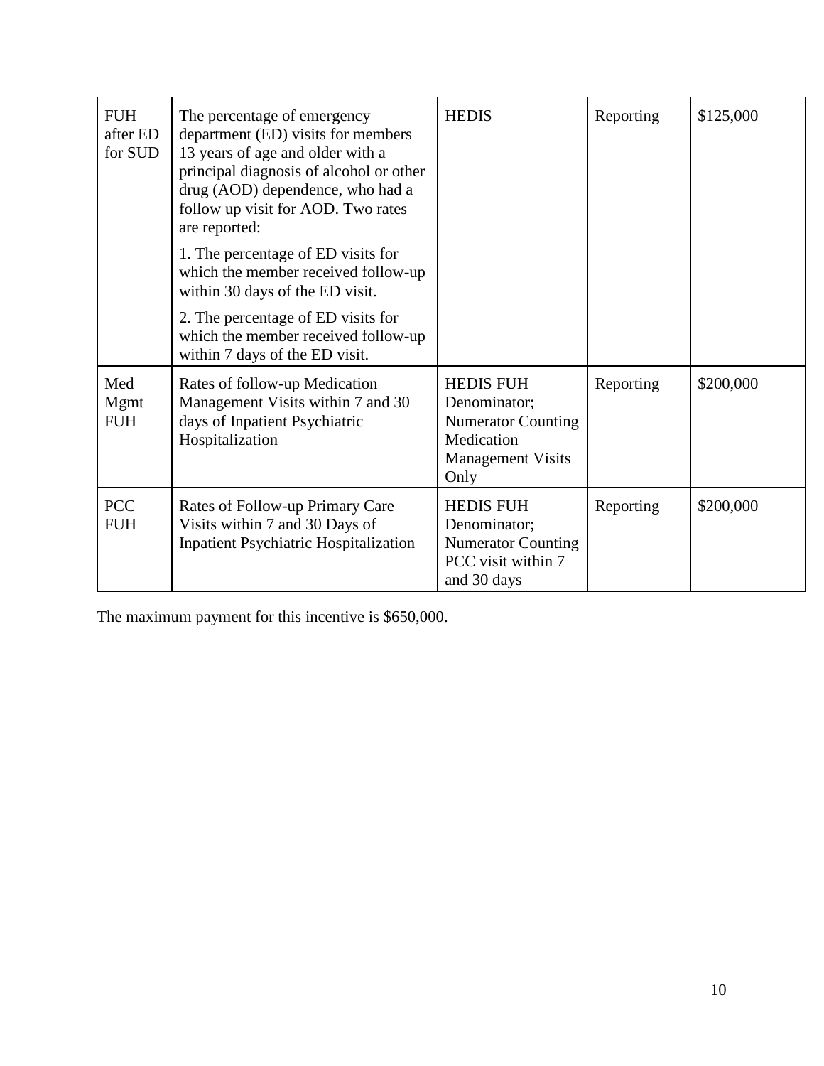| | | | | |
|---|---|---|---|---|
| FUH after ED for SUD | The percentage of emergency department (ED) visits for members 13 years of age and older with a principal diagnosis of alcohol or other drug (AOD) dependence, who had a follow up visit for AOD. Two rates are reported:<br><br>1. The percentage of ED visits for which the member received follow-up within 30 days of the ED visit.<br><br>2. The percentage of ED visits for which the member received follow-up within 7 days of the ED visit. | HEDIS | Reporting | \$125,000 |
| Med Mgmt FUH | Rates of follow-up Medication Management Visits within 7 and 30 days of Inpatient Psychiatric Hospitalization | HEDIS FUH Denominator; Numerator Counting Medication Management Visits Only | Reporting | \$200,000 |
| PCC FUH | Rates of Follow-up Primary Care Visits within 7 and 30 Days of Inpatient Psychiatric Hospitalization | HEDIS FUH Denominator; Numerator Counting PCC visit within 7 and 30 days | Reporting | \$200,000 |

The maximum payment for this incentive is \$650,000.